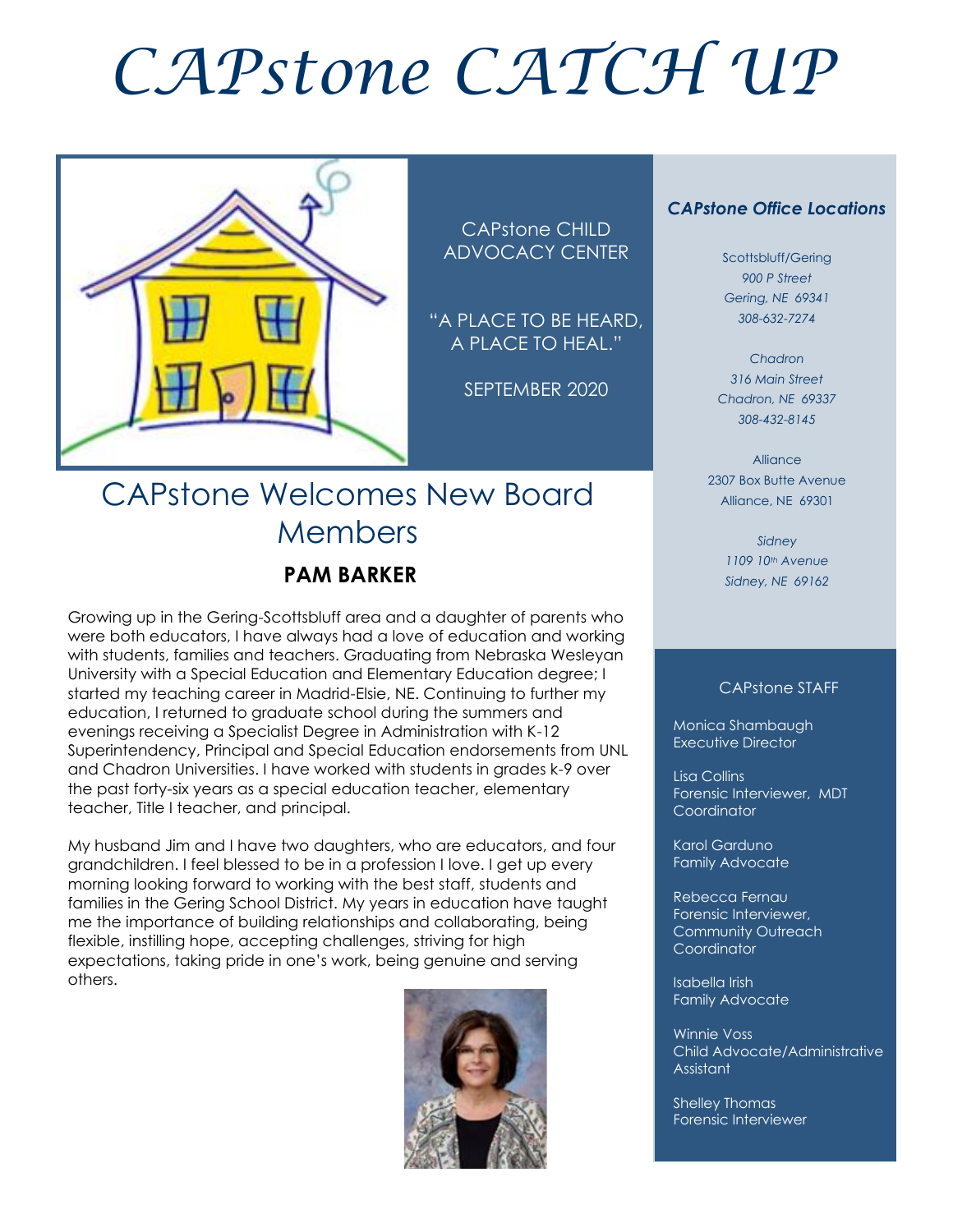# CAPstone CATCH UP

CAPstone CHILD ADVOCACY CENTER

"A PLACE TO BE HEARD, A PLACE TO HEAL."

SEPTEMBER 2020

## CAPstone Welcomes New Board Members

### PAM BARKER

Growing up in the Gering-Scottsbluff area and a daughter of parents who were both educators, I have always had a love of education and working with students, families and teachers. Graduating from Nebraska Wesleyan University with a Special Education and Elementary Education degree; I started my teaching career in Madrid-Elsie, NE. Continuing to further my education, I returned to graduate school during the summers and evenings receiving a Specialist Degree in Administration with K-12 Superintendency, Principal and Special Education endorsements from UNL and Chadron Universities. I have worked with students in grades k-9 over the past forty-six years as a special education teacher, elementary teacher, Title I teacher, and principal.

My husband Jim and I have two daughters, who are educators, and four grandchildren. I feel blessed to be in a profession I love. I get up every morning looking forward to working with the best staff, students and families in the Gering School District. My years in education have taught me the importance of building relationships and collaborating, being flexible, instilling hope, accepting challenges, striving for high expectations, taking pride in one's work, being genuine and serving others.

### *CAPstone Office Locations*

Scottsbluff/Gering
*900 P Street*
*Gering, NE 69341*
*308-632-7274*

*Chadron*
*316 Main Street*
*Chadron, NE 69337*
*308-432-8145*

Alliance
2307 Box Butte Avenue
Alliance, NE 69301

*Sidney*
*1109 10th Avenue*
*Sidney, NE 69162*

### CAPstone STAFF

Monica Shambaugh
Executive Director

Lisa Collins
Forensic Interviewer, MDT Coordinator

Karol Garduno
Family Advocate

Rebecca Fernau
Forensic Interviewer, Community Outreach Coordinator

Isabella Irish
Family Advocate

Winnie Voss
Child Advocate/Administrative Assistant

Shelley Thomas
Forensic Interviewer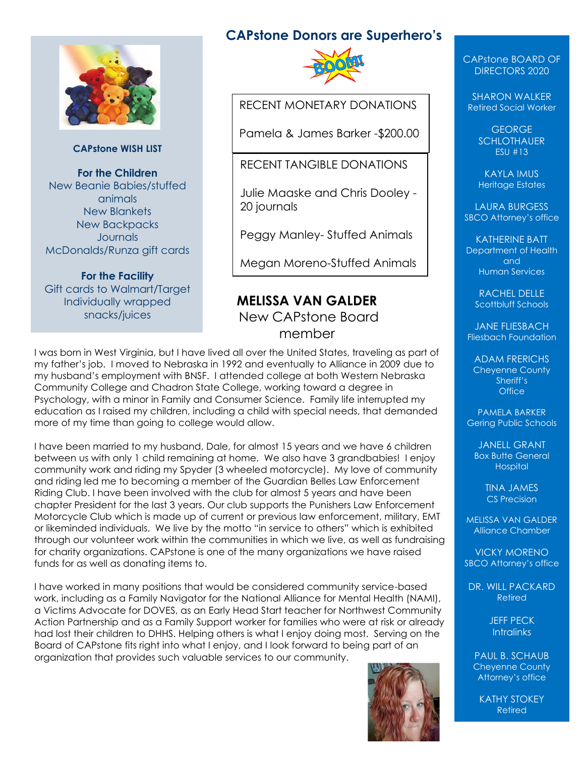**CAPstone WISH LIST**

**For the Children**
New Beanie Babies/stuffed animals
New Blankets
New Backpacks
Journals
McDonalds/Runza gift cards

**For the Facility**
Gift cards to Walmart/Target
Individually wrapped snacks/juices

## CAPstone Donors are Superhero's

RECENT MONETARY DONATIONS

Pamela & James Barker -$200.00

RECENT TANGIBLE DONATIONS

Julie Maaske and Chris Dooley - 20 journals

Peggy Manley- Stuffed Animals

Megan Moreno-Stuffed Animals

## MELISSA VAN GALDER
New CAPstone Board member

I was born in West Virginia, but I have lived all over the United States, traveling as part of my father's job. I moved to Nebraska in 1992 and eventually to Alliance in 2009 due to my husband's employment with BNSF. I attended college at both Western Nebraska Community College and Chadron State College, working toward a degree in Psychology, with a minor in Family and Consumer Science. Family life interrupted my education as I raised my children, including a child with special needs, that demanded more of my time than going to college would allow.

I have been married to my husband, Dale, for almost 15 years and we have 6 children between us with only 1 child remaining at home. We also have 3 grandbabies! I enjoy community work and riding my Spyder (3 wheeled motorcycle). My love of community and riding led me to becoming a member of the Guardian Belles Law Enforcement Riding Club. I have been involved with the club for almost 5 years and have been chapter President for the last 3 years. Our club supports the Punishers Law Enforcement Motorcycle Club which is made up of current or previous law enforcement, military, EMT or likeminded individuals. We live by the motto "in service to others" which is exhibited through our volunteer work within the communities in which we live, as well as fundraising for charity organizations. CAPstone is one of the many organizations we have raised funds for as well as donating items to.

I have worked in many positions that would be considered community service-based work, including as a Family Navigator for the National Alliance for Mental Health (NAMI), a Victims Advocate for DOVES, as an Early Head Start teacher for Northwest Community Action Partnership and as a Family Support worker for families who were at risk or already had lost their children to DHHS. Helping others is what I enjoy doing most. Serving on the Board of CAPstone fits right into what I enjoy, and I look forward to being part of an organization that provides such valuable services to our community.

CAPstone BOARD OF DIRECTORS 2020

SHARON WALKER
Retired Social Worker

GEORGE SCHLOTHAUER
ESU #13

KAYLA IMUS
Heritage Estates

LAURA BURGESS
SBCO Attorney's office

KATHERINE BATT
Department of Health and Human Services

RACHEL DELLE
Scottbluff Schools

JANE FLIESBACH
Fliesbach Foundation

ADAM FRERICHS
Cheyenne County Sheriff's Office

PAMELA BARKER
Gering Public Schools

JANELL GRANT
Box Butte General Hospital

TINA JAMES
CS Precision

MELISSA VAN GALDER
Alliance Chamber

VICKY MORENO
SBCO Attorney's office

DR. WILL PACKARD
Retired

JEFF PECK
Intralinks

PAUL B. SCHAUB
Cheyenne County Attorney's office

KATHY STOKEY
Retired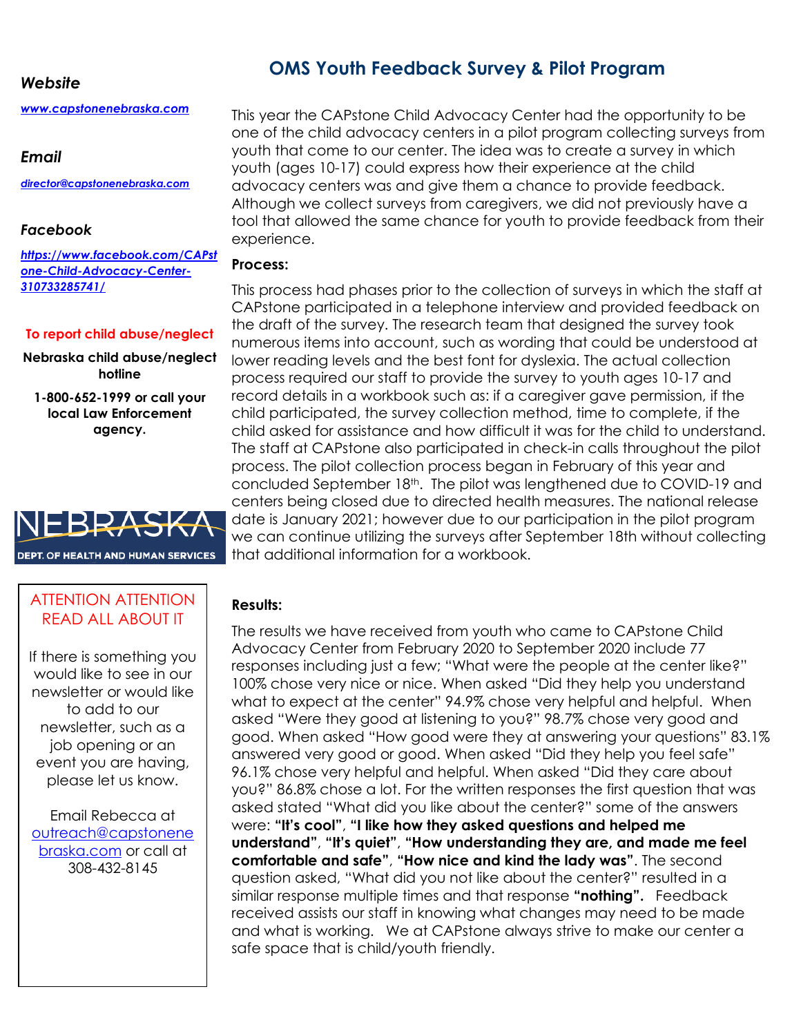## OMS Youth Feedback Survey & Pilot Program

This year the CAPstone Child Advocacy Center had the opportunity to be one of the child advocacy centers in a pilot program collecting surveys from youth that come to our center. The idea was to create a survey in which youth (ages 10-17) could express how their experience at the child advocacy centers was and give them a chance to provide feedback. Although we collect surveys from caregivers, we did not previously have a tool that allowed the same chance for youth to provide feedback from their experience.

**Process:**

This process had phases prior to the collection of surveys in which the staff at CAPstone participated in a telephone interview and provided feedback on the draft of the survey. The research team that designed the survey took numerous items into account, such as wording that could be understood at lower reading levels and the best font for dyslexia. The actual collection process required our staff to provide the survey to youth ages 10-17 and record details in a workbook such as: if a caregiver gave permission, if the child participated, the survey collection method, time to complete, if the child asked for assistance and how difficult it was for the child to understand. The staff at CAPstone also participated in check-in calls throughout the pilot process. The pilot collection process began in February of this year and concluded September 18th. The pilot was lengthened due to COVID-19 and centers being closed due to directed health measures. The national release date is January 2021; however due to our participation in the pilot program we can continue utilizing the surveys after September 18th without collecting that additional information for a workbook.

**Results:**

The results we have received from youth who came to CAPstone Child Advocacy Center from February 2020 to September 2020 include 77 responses including just a few; "What were the people at the center like?" 100% chose very nice or nice. When asked "Did they help you understand what to expect at the center" 94.9% chose very helpful and helpful. When asked "Were they good at listening to you?" 98.7% chose very good and good. When asked "How good were they at answering your questions" 83.1% answered very good or good. When asked "Did they help you feel safe" 96.1% chose very helpful and helpful. When asked "Did they care about you?" 86.8% chose a lot. For the written responses the first question that was asked stated "What did you like about the center?" some of the answers were: **"It's cool"**, **"I like how they asked questions and helped me understand"**, **"It's quiet"**, **"How understanding they are, and made me feel comfortable and safe"**, **"How nice and kind the lady was"**. The second question asked, "What did you not like about the center?" resulted in a similar response multiple times and that response **"nothing".** Feedback received assists our staff in knowing what changes may need to be made and what is working. We at CAPstone always strive to make our center a safe space that is child/youth friendly.

***Website***

***[www.capstonenebraska.com](http://www.capstonenebraska.com)***

***Email***

***[director@capstonenebraska.com](mailto:director@capstonenebraska.com)***

***Facebook***

***[https://www.facebook.com/CAPstone-Child-Advocacy-Center-310733285741/](https://www.facebook.com/CAPstone-Child-Advocacy-Center-310733285741/)***

**To report child abuse/neglect**

**Nebraska child abuse/neglect hotline**

**1-800-652-1999 or call your local Law Enforcement agency.**

NEBRASKA DEPT. OF HEALTH AND HUMAN SERVICES

ATTENTION ATTENTION READ ALL ABOUT IT

If there is something you would like to see in our newsletter or would like to add to our newsletter, such as a job opening or an event you are having, please let us know.

Email Rebecca at [outreach@capstonenebraska.com](mailto:outreach@capstonenebraska.com) or call at 308-432-8145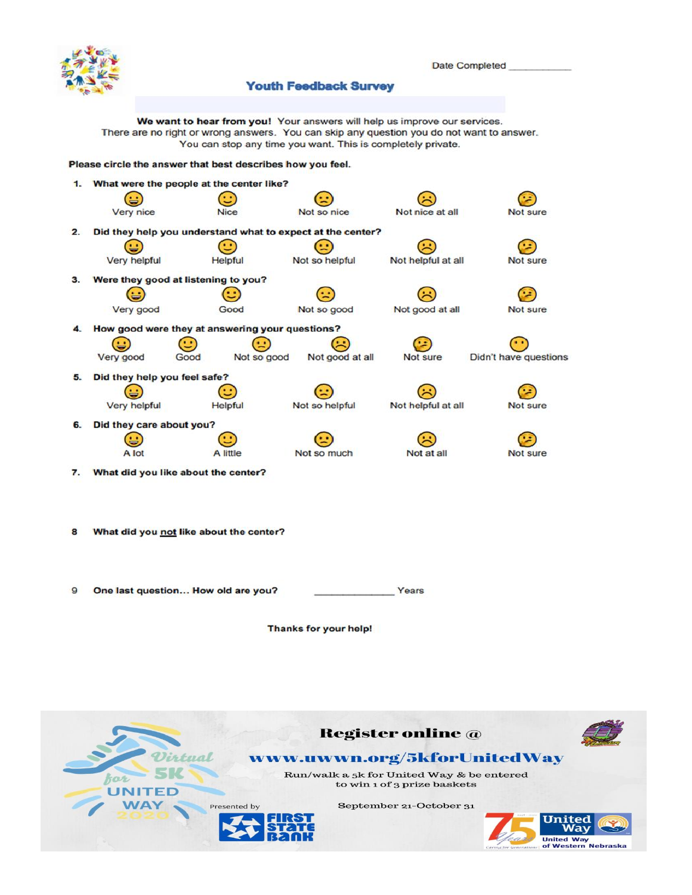Date Completed ___________

## Youth Feedback Survey

**We want to hear from you!** Your answers will help us improve our services. There are no right or wrong answers. You can skip any question you do not want to answer. You can stop any time you want. This is completely private.

**Please circle the answer that best describes how you feel.**

1. **What were the people at the center like?**

   Very nice | Nice | Not so nice | Not nice at all | Not sure

2. **Did they help you understand what to expect at the center?**

   Very helpful | Helpful | Not so helpful | Not helpful at all | Not sure

3. **Were they good at listening to you?**

   Very good | Good | Not so good | Not good at all | Not sure

4. **How good were they at answering your questions?**

   Very good | Good | Not so good | Not good at all | Not sure | Didn't have questions

5. **Did they help you feel safe?**

   Very helpful | Helpful | Not so helpful | Not helpful at all | Not sure

6. **Did they care about you?**

   A lot | A little | Not so much | Not at all | Not sure

7. **What did you like about the center?**

8. **What did you not like about the center?**

9. **One last question... How old are you?** ______________ Years

**Thanks for your help!**

---

Virtual 5K for United Way 2020

**Register online @**

**www.uwwn.org/5kforUnitedWay**

Run/walk a 5k for United Way & be entered to win 1 of 3 prize baskets

September 21-October 31

Presented by First State Bank

75 Years — Caring for Generations

United Way of Western Nebraska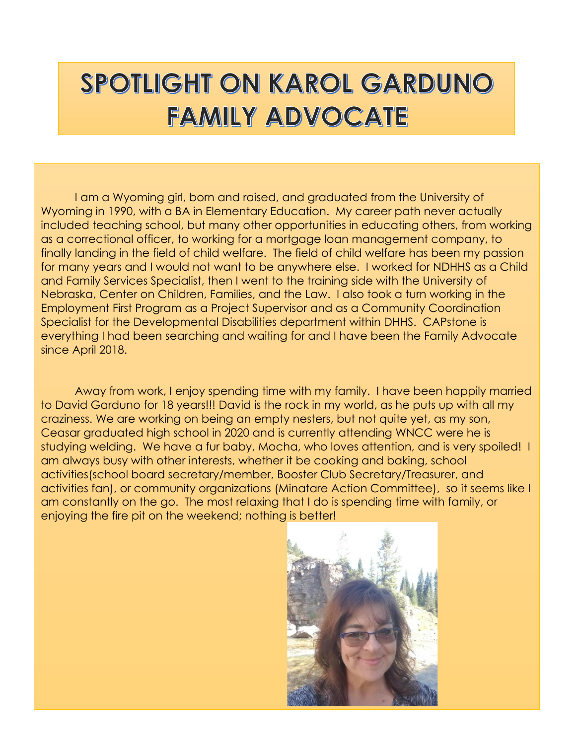# SPOTLIGHT ON KAROL GARDUNO FAMILY ADVOCATE

I am a Wyoming girl, born and raised, and graduated from the University of Wyoming in 1990, with a BA in Elementary Education. My career path never actually included teaching school, but many other opportunities in educating others, from working as a correctional officer, to working for a mortgage loan management company, to finally landing in the field of child welfare. The field of child welfare has been my passion for many years and I would not want to be anywhere else. I worked for NDHHS as a Child and Family Services Specialist, then I went to the training side with the University of Nebraska, Center on Children, Families, and the Law. I also took a turn working in the Employment First Program as a Project Supervisor and as a Community Coordination Specialist for the Developmental Disabilities department within DHHS. CAPstone is everything I had been searching and waiting for and I have been the Family Advocate since April 2018.

Away from work, I enjoy spending time with my family. I have been happily married to David Garduno for 18 years!!! David is the rock in my world, as he puts up with all my craziness. We are working on being an empty nesters, but not quite yet, as my son, Ceasar graduated high school in 2020 and is currently attending WNCC were he is studying welding. We have a fur baby, Mocha, who loves attention, and is very spoiled! I am always busy with other interests, whether it be cooking and baking, school activities(school board secretary/member, Booster Club Secretary/Treasurer, and activities fan), or community organizations (Minatare Action Committee), so it seems like I am constantly on the go. The most relaxing that I do is spending time with family, or enjoying the fire pit on the weekend; nothing is better!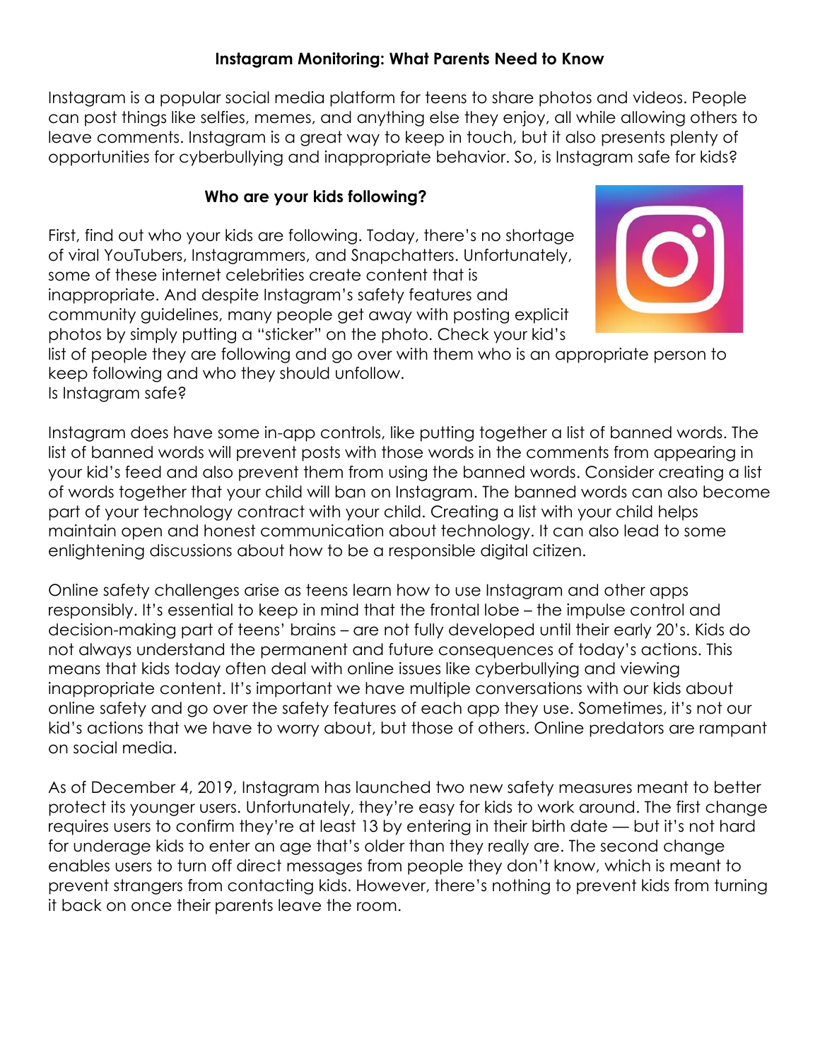**Instagram Monitoring: What Parents Need to Know**

Instagram is a popular social media platform for teens to share photos and videos. People can post things like selfies, memes, and anything else they enjoy, all while allowing others to leave comments. Instagram is a great way to keep in touch, but it also presents plenty of opportunities for cyberbullying and inappropriate behavior. So, is Instagram safe for kids?

**Who are your kids following?**

First, find out who your kids are following. Today, there's no shortage of viral YouTubers, Instagrammers, and Snapchatters. Unfortunately, some of these internet celebrities create content that is inappropriate. And despite Instagram's safety features and community guidelines, many people get away with posting explicit photos by simply putting a "sticker" on the photo. Check your kid's list of people they are following and go over with them who is an appropriate person to keep following and who they should unfollow.
Is Instagram safe?

Instagram does have some in-app controls, like putting together a list of banned words. The list of banned words will prevent posts with those words in the comments from appearing in your kid's feed and also prevent them from using the banned words. Consider creating a list of words together that your child will ban on Instagram. The banned words can also become part of your technology contract with your child. Creating a list with your child helps maintain open and honest communication about technology. It can also lead to some enlightening discussions about how to be a responsible digital citizen.

Online safety challenges arise as teens learn how to use Instagram and other apps responsibly. It's essential to keep in mind that the frontal lobe – the impulse control and decision-making part of teens' brains – are not fully developed until their early 20's. Kids do not always understand the permanent and future consequences of today's actions. This means that kids today often deal with online issues like cyberbullying and viewing inappropriate content. It's important we have multiple conversations with our kids about online safety and go over the safety features of each app they use. Sometimes, it's not our kid's actions that we have to worry about, but those of others. Online predators are rampant on social media.

As of December 4, 2019, Instagram has launched two new safety measures meant to better protect its younger users. Unfortunately, they're easy for kids to work around. The first change requires users to confirm they're at least 13 by entering in their birth date — but it's not hard for underage kids to enter an age that's older than they really are. The second change enables users to turn off direct messages from people they don't know, which is meant to prevent strangers from contacting kids. However, there's nothing to prevent kids from turning it back on once their parents leave the room.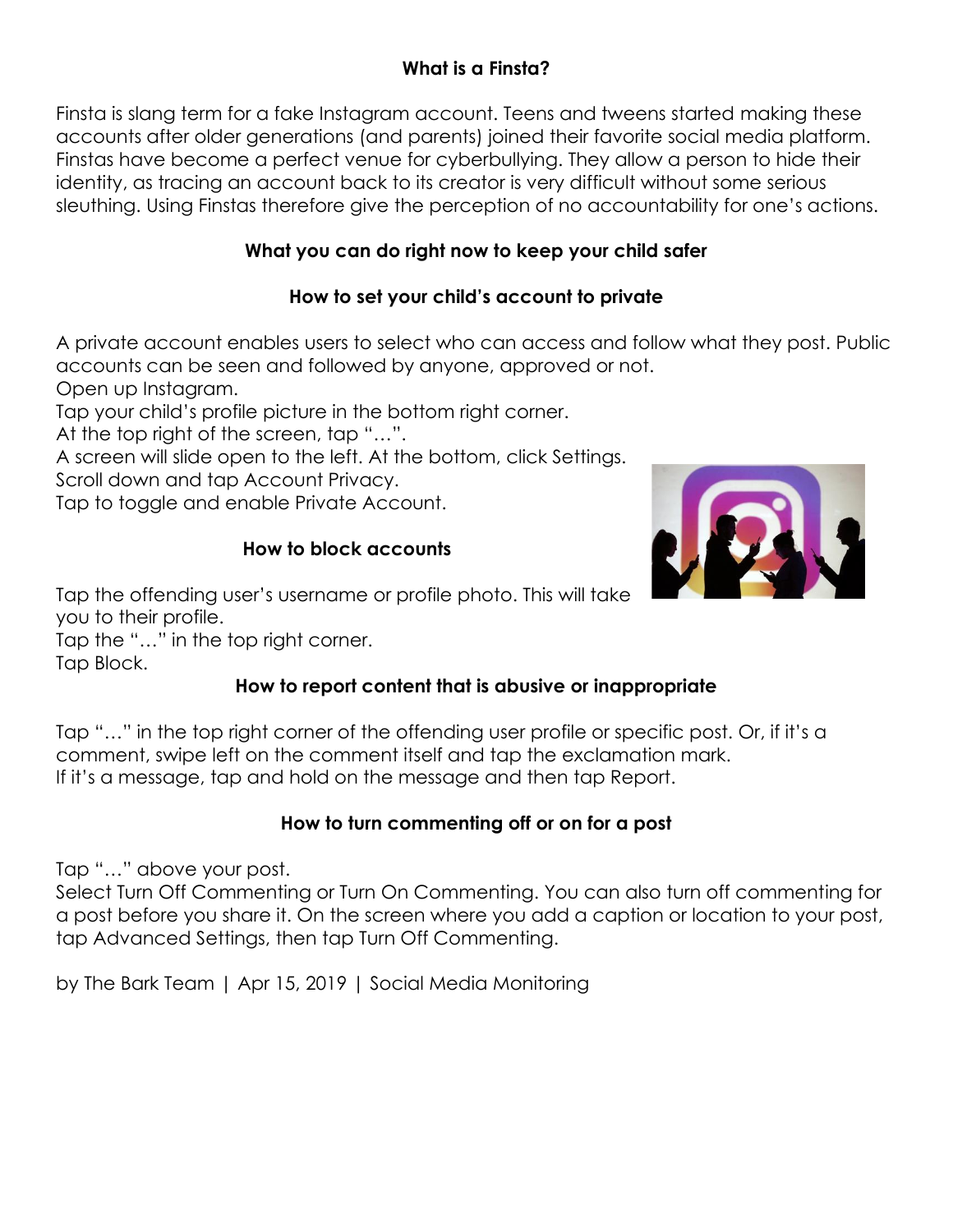## What is a Finsta?

Finsta is slang term for a fake Instagram account. Teens and tweens started making these accounts after older generations (and parents) joined their favorite social media platform. Finstas have become a perfect venue for cyberbullying. They allow a person to hide their identity, as tracing an account back to its creator is very difficult without some serious sleuthing. Using Finstas therefore give the perception of no accountability for one's actions.

## What you can do right now to keep your child safer

### How to set your child's account to private

A private account enables users to select who can access and follow what they post. Public accounts can be seen and followed by anyone, approved or not.

Open up Instagram.

Tap your child's profile picture in the bottom right corner.

At the top right of the screen, tap "…".

A screen will slide open to the left. At the bottom, click Settings.

Scroll down and tap Account Privacy.

Tap to toggle and enable Private Account.

### How to block accounts

Tap the offending user's username or profile photo. This will take you to their profile.

Tap the "…" in the top right corner.

Tap Block.

### How to report content that is abusive or inappropriate

Tap "…" in the top right corner of the offending user profile or specific post. Or, if it's a comment, swipe left on the comment itself and tap the exclamation mark.

If it's a message, tap and hold on the message and then tap Report.

### How to turn commenting off or on for a post

Tap "…" above your post.

Select Turn Off Commenting or Turn On Commenting. You can also turn off commenting for a post before you share it. On the screen where you add a caption or location to your post, tap Advanced Settings, then tap Turn Off Commenting.

by The Bark Team | Apr 15, 2019 | Social Media Monitoring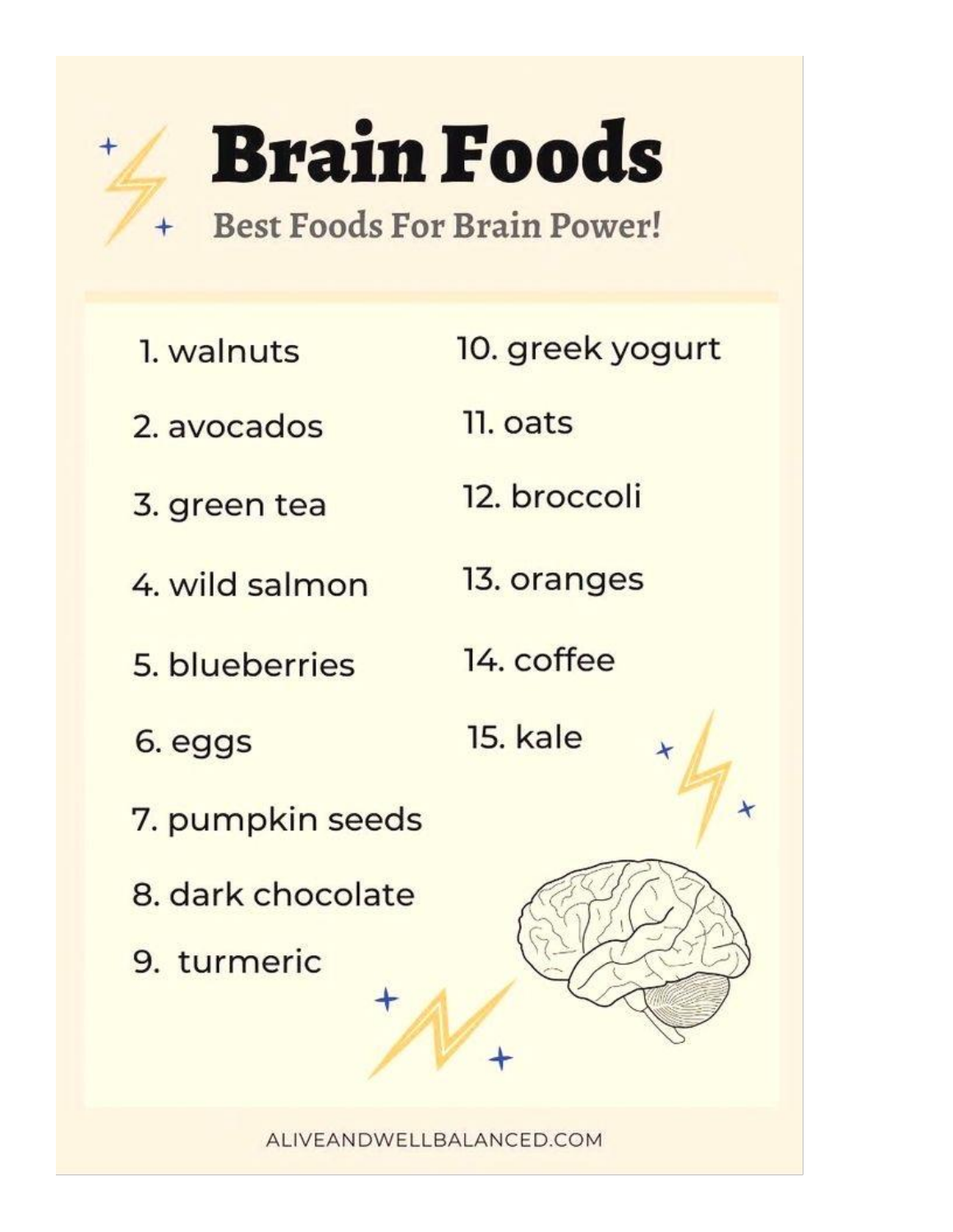# Brain Foods

## Best Foods For Brain Power!

1. walnuts
2. avocados
3. green tea
4. wild salmon
5. blueberries
6. eggs
7. pumpkin seeds
8. dark chocolate
9. turmeric
10. greek yogurt
11. oats
12. broccoli
13. oranges
14. coffee
15. kale

ALIVEANDWELLBALANCED.COM